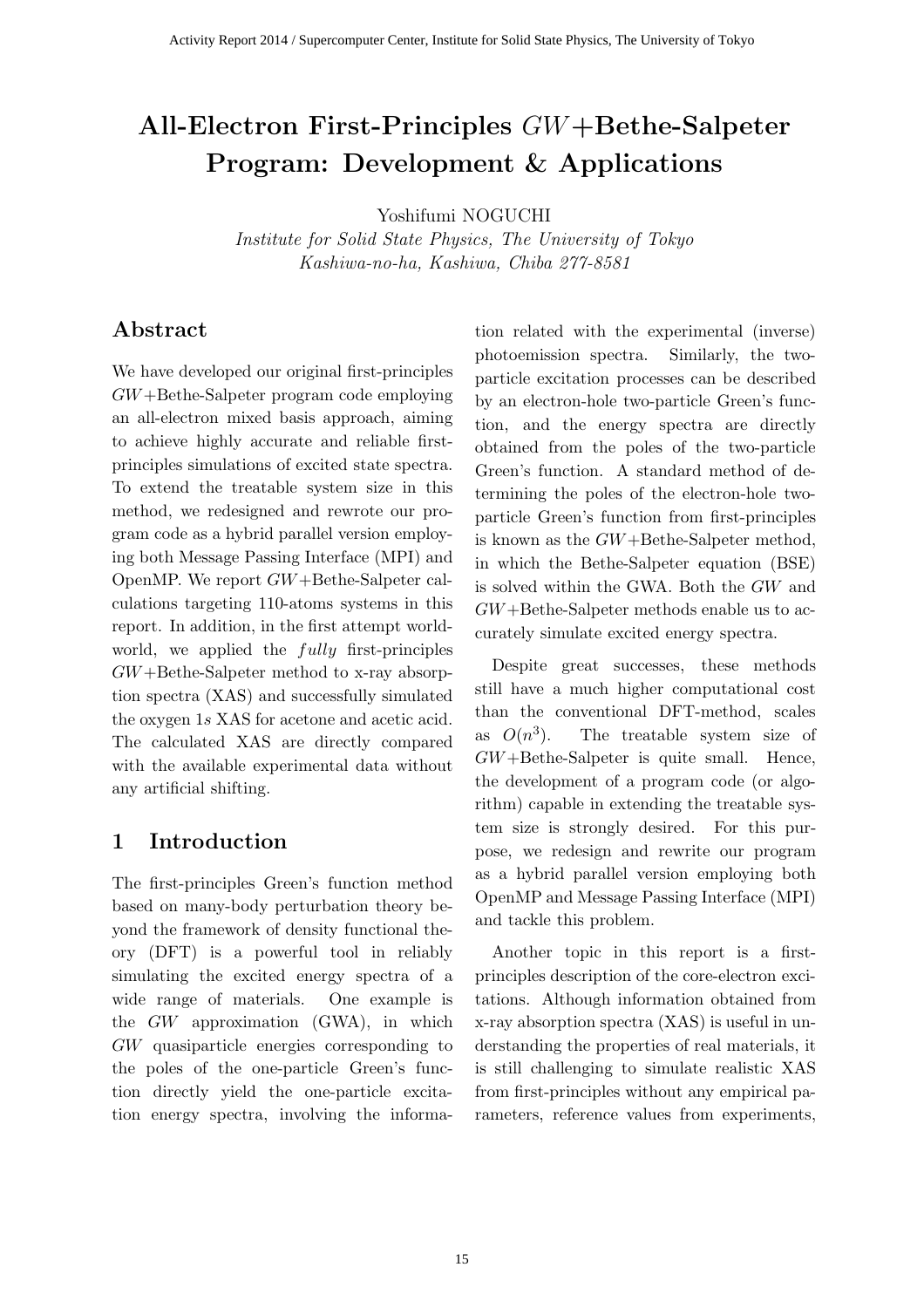# All-Electron First-Principles $GW$+Bethe-Salpeter Program: Development & Applications

Yoshifumi NOGUCHI

*Institute for Solid State Physics, The University of Tokyo*
*Kashiwa-no-ha, Kashiwa, Chiba 277-8581*

## Abstract

We have developed our original first-principles $GW$+Bethe-Salpeter program code employing an all-electron mixed basis approach, aiming to achieve highly accurate and reliable first-principles simulations of excited state spectra. To extend the treatable system size in this method, we redesigned and rewrote our program code as a hybrid parallel version employing both Message Passing Interface (MPI) and OpenMP. We report $GW$+Bethe-Salpeter calculations targeting 110-atoms systems in this report. In addition, in the first attempt world-world, we applied the $fully$ first-principles $GW$+Bethe-Salpeter method to x-ray absorption spectra (XAS) and successfully simulated the oxygen 1$s$ XAS for acetone and acetic acid. The calculated XAS are directly compared with the available experimental data without any artificial shifting.

## 1 Introduction

The first-principles Green's function method based on many-body perturbation theory beyond the framework of density functional theory (DFT) is a powerful tool in reliably simulating the excited energy spectra of a wide range of materials. One example is the $GW$ approximation (GWA), in which $GW$ quasiparticle energies corresponding to the poles of the one-particle Green's function directly yield the one-particle excitation energy spectra, involving the information related with the experimental (inverse) photoemission spectra. Similarly, the two-particle excitation processes can be described by an electron-hole two-particle Green's function, and the energy spectra are directly obtained from the poles of the two-particle Green's function. A standard method of determining the poles of the electron-hole two-particle Green's function from first-principles is known as the $GW$+Bethe-Salpeter method, in which the Bethe-Salpeter equation (BSE) is solved within the GWA. Both the $GW$ and $GW$+Bethe-Salpeter methods enable us to accurately simulate excited energy spectra.

Despite great successes, these methods still have a much higher computational cost than the conventional DFT-method, scales as $O(n^3)$. The treatable system size of $GW$+Bethe-Salpeter is quite small. Hence, the development of a program code (or algorithm) capable in extending the treatable system size is strongly desired. For this purpose, we redesign and rewrite our program as a hybrid parallel version employing both OpenMP and Message Passing Interface (MPI) and tackle this problem.

Another topic in this report is a first-principles description of the core-electron excitations. Although information obtained from x-ray absorption spectra (XAS) is useful in understanding the properties of real materials, it is still challenging to simulate realistic XAS from first-principles without any empirical parameters, reference values from experiments,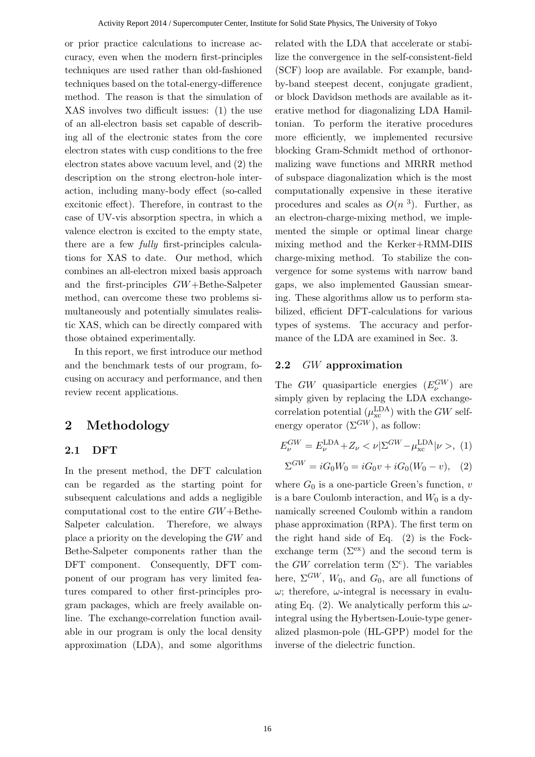or prior practice calculations to increase accuracy, even when the modern first-principles techniques are used rather than old-fashioned techniques based on the total-energy-difference method. The reason is that the simulation of XAS involves two difficult issues: (1) the use of an all-electron basis set capable of describing all of the electronic states from the core electron states with cusp conditions to the free electron states above vacuum level, and (2) the description on the strong electron-hole interaction, including many-body effect (so-called excitonic effect). Therefore, in contrast to the case of UV-vis absorption spectra, in which a valence electron is excited to the empty state, there are a few *fully* first-principles calculations for XAS to date. Our method, which combines an all-electron mixed basis approach and the first-principles $GW$+Bethe-Salpeter method, can overcome these two problems simultaneously and potentially simulates realistic XAS, which can be directly compared with those obtained experimentally.

In this report, we first introduce our method and the benchmark tests of our program, focusing on accuracy and performance, and then review recent applications.

## 2 Methodology

### 2.1 DFT

In the present method, the DFT calculation can be regarded as the starting point for subsequent calculations and adds a negligible computational cost to the entire $GW$+Bethe-Salpeter calculation. Therefore, we always place a priority on the developing the $GW$ and Bethe-Salpeter components rather than the DFT component. Consequently, DFT component of our program has very limited features compared to other first-principles program packages, which are freely available online. The exchange-correlation function available in our program is only the local density approximation (LDA), and some algorithms related with the LDA that accelerate or stabilize the convergence in the self-consistent-field (SCF) loop are available. For example, band-by-band steepest decent, conjugate gradient, or block Davidson methods are available as iterative method for diagonalizing LDA Hamiltonian. To perform the iterative procedures more efficiently, we implemented recursive blocking Gram-Schmidt method of orthonormalizing wave functions and MRRR method of subspace diagonalization which is the most computationally expensive in these iterative procedures and scales as $O(n^3)$. Further, as an electron-charge-mixing method, we implemented the simple or optimal linear charge mixing method and the Kerker+RMM-DIIS charge-mixing method. To stabilize the convergence for some systems with narrow band gaps, we also implemented Gaussian smearing. These algorithms allow us to perform stabilized, efficient DFT-calculations for various types of systems. The accuracy and performance of the LDA are examined in Sec. 3.

### 2.2 $GW$ approximation

The $GW$ quasiparticle energies ($E_\nu^{GW}$) are simply given by replacing the LDA exchange-correlation potential ($\mu_{\rm xc}^{\rm LDA}$) with the $GW$ self-energy operator ($\Sigma^{GW}$), as follow:

$$E_\nu^{GW} = E_\nu^{\rm LDA} + Z_\nu < \nu|\Sigma^{GW} - \mu_{\rm xc}^{\rm LDA}|\nu >, \quad (1)$$

$$\Sigma^{GW} = iG_0W_0 = iG_0v + iG_0(W_0 - v), \quad (2)$$

where $G_0$ is a one-particle Green's function, $v$ is a bare Coulomb interaction, and $W_0$ is a dynamically screened Coulomb within a random phase approximation (RPA). The first term on the right hand side of Eq. (2) is the Fock-exchange term ($\Sigma^{\rm ex}$) and the second term is the $GW$ correlation term ($\Sigma^{\rm c}$). The variables here, $\Sigma^{GW}$, $W_0$, and $G_0$, are all functions of $\omega$; therefore, $\omega$-integral is necessary in evaluating Eq. (2). We analytically perform this $\omega$-integral using the Hybertsen-Louie-type generalized plasmon-pole (HL-GPP) model for the inverse of the dielectric function.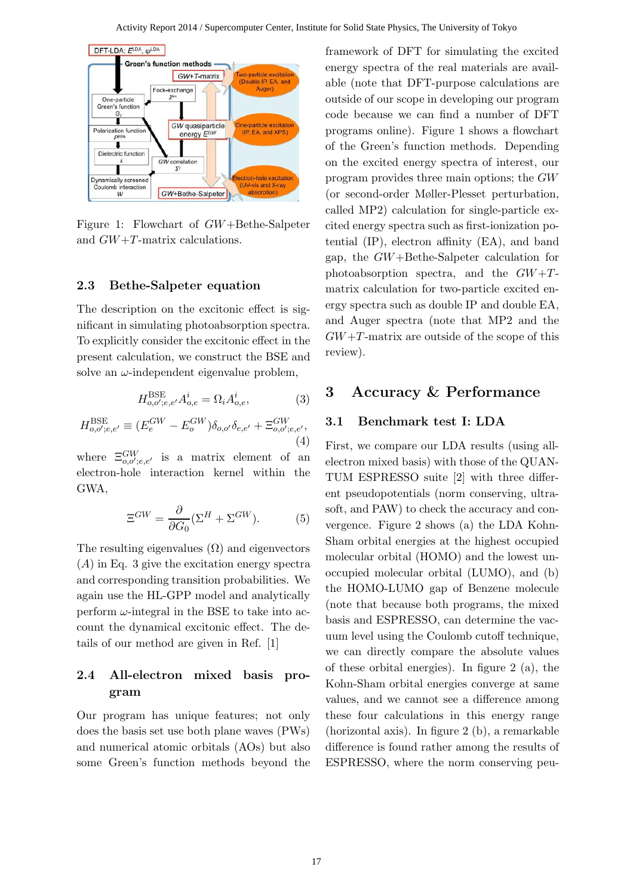Figure 1: Flowchart of $GW$+Bethe-Salpeter and $GW$+$T$-matrix calculations.

### 2.3 Bethe-Salpeter equation

The description on the excitonic effect is significant in simulating photoabsorption spectra. To explicitly consider the excitonic effect in the present calculation, we construct the BSE and solve an $\omega$-independent eigenvalue problem,

$$H^{\rm BSE}_{o,o';e,e'} A^i_{o,e} = \Omega_i A^i_{o,e}, \tag{3}$$

$$H^{\rm BSE}_{o,o';e,e'} \equiv (E^{GW}_e - E^{GW}_o)\delta_{o,o'}\delta_{e,e'} + \Xi^{GW}_{o,o';e,e'}, \tag{4}$$

where $\Xi^{GW}_{o,o';e,e'}$ is a matrix element of an electron-hole interaction kernel within the GWA,

$$\Xi^{GW} = \frac{\partial}{\partial G_0}(\Sigma^H + \Sigma^{GW}). \tag{5}$$

The resulting eigenvalues ($\Omega$) and eigenvectors ($A$) in Eq. 3 give the excitation energy spectra and corresponding transition probabilities. We again use the HL-GPP model and analytically perform $\omega$-integral in the BSE to take into account the dynamical excitonic effect. The details of our method are given in Ref. [1]

### 2.4 All-electron mixed basis program

Our program has unique features; not only does the basis set use both plane waves (PWs) and numerical atomic orbitals (AOs) but also some Green's function methods beyond the framework of DFT for simulating the excited energy spectra of the real materials are available (note that DFT-purpose calculations are outside of our scope in developing our program code because we can find a number of DFT programs online). Figure 1 shows a flowchart of the Green's function methods. Depending on the excited energy spectra of interest, our program provides three main options; the $GW$ (or second-order Møller-Plesset perturbation, called MP2) calculation for single-particle excited energy spectra such as first-ionization potential (IP), electron affinity (EA), and band gap, the $GW$+Bethe-Salpeter calculation for photoabsorption spectra, and the $GW$+$T$-matrix calculation for two-particle excited energy spectra such as double IP and double EA, and Auger spectra (note that MP2 and the $GW$+$T$-matrix are outside of the scope of this review).

## 3 Accuracy & Performance

### 3.1 Benchmark test I: LDA

First, we compare our LDA results (using all-electron mixed basis) with those of the QUANTUM ESPRESSO suite [2] with three different pseudopotentials (norm conserving, ultrasoft, and PAW) to check the accuracy and convergence. Figure 2 shows (a) the LDA Kohn-Sham orbital energies at the highest occupied molecular orbital (HOMO) and the lowest unoccupied molecular orbital (LUMO), and (b) the HOMO-LUMO gap of Benzene molecule (note that because both programs, the mixed basis and ESPRESSO, can determine the vacuum level using the Coulomb cutoff technique, we can directly compare the absolute values of these orbital energies). In figure 2 (a), the Kohn-Sham orbital energies converge at same values, and we cannot see a difference among these four calculations in this energy range (horizontal axis). In figure 2 (b), a remarkable difference is found rather among the results of ESPRESSO, where the norm conserving peu-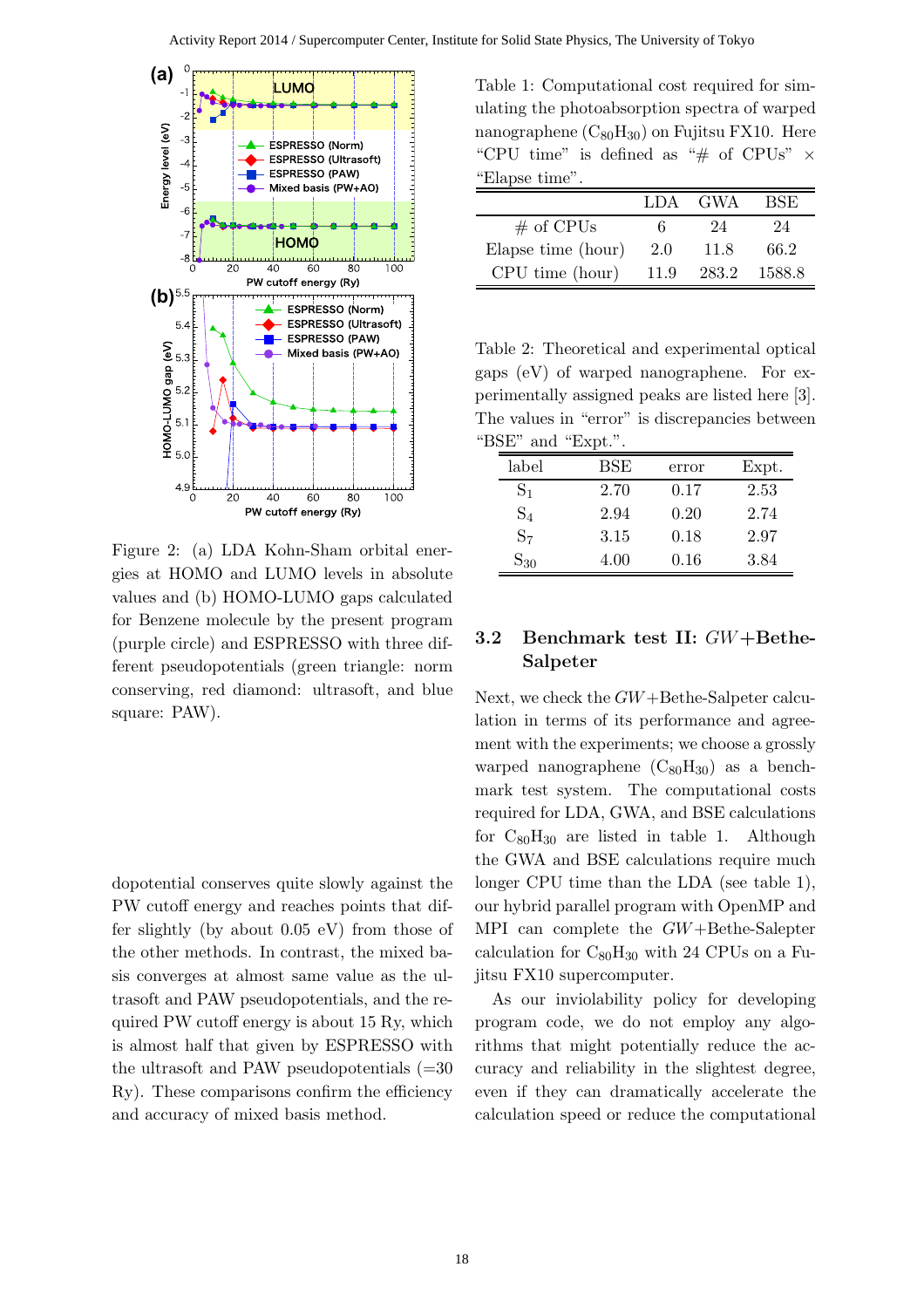Figure 2: (a) LDA Kohn-Sham orbital energies at HOMO and LUMO levels in absolute values and (b) HOMO-LUMO gaps calculated for Benzene molecule by the present program (purple circle) and ESPRESSO with three different pseudopotentials (green triangle: norm conserving, red diamond: ultrasoft, and blue square: PAW).

dopotential conserves quite slowly against the PW cutoff energy and reaches points that differ slightly (by about 0.05 eV) from those of the other methods. In contrast, the mixed basis converges at almost same value as the ultrasoft and PAW pseudopotentials, and the required PW cutoff energy is about 15 Ry, which is almost half that given by ESPRESSO with the ultrasoft and PAW pseudopotentials (=30 Ry). These comparisons confirm the efficiency and accuracy of mixed basis method.

Table 1: Computational cost required for simulating the photoabsorption spectra of warped nanographene ($C_{80}H_{30}$) on Fujitsu FX10. Here "CPU time" is defined as "# of CPUs" × "Elapse time".

| | LDA | GWA | BSE |
|---|---|---|---|
| # of CPUs | 6 | 24 | 24 |
| Elapse time (hour) | 2.0 | 11.8 | 66.2 |
| CPU time (hour) | 11.9 | 283.2 | 1588.8 |

Table 2: Theoretical and experimental optical gaps (eV) of warped nanographene. For experimentally assigned peaks are listed here [3]. The values in "error" is discrepancies between "BSE" and "Expt.".

| label | BSE | error | Expt. |
|---|---|---|---|
| $S_1$ | 2.70 | 0.17 | 2.53 |
| $S_4$ | 2.94 | 0.20 | 2.74 |
| $S_7$ | 3.15 | 0.18 | 2.97 |
| $S_{30}$ | 4.00 | 0.16 | 3.84 |

### 3.2 Benchmark test II: *GW*+Bethe-Salpeter

Next, we check the *GW*+Bethe-Salpeter calculation in terms of its performance and agreement with the experiments; we choose a grossly warped nanographene ($C_{80}H_{30}$) as a benchmark test system. The computational costs required for LDA, GWA, and BSE calculations for $C_{80}H_{30}$ are listed in table 1. Although the GWA and BSE calculations require much longer CPU time than the LDA (see table 1), our hybrid parallel program with OpenMP and MPI can complete the *GW*+Bethe-Salepter calculation for $C_{80}H_{30}$ with 24 CPUs on a Fujitsu FX10 supercomputer.

As our inviolability policy for developing program code, we do not employ any algorithms that might potentially reduce the accuracy and reliability in the slightest degree, even if they can dramatically accelerate the calculation speed or reduce the computational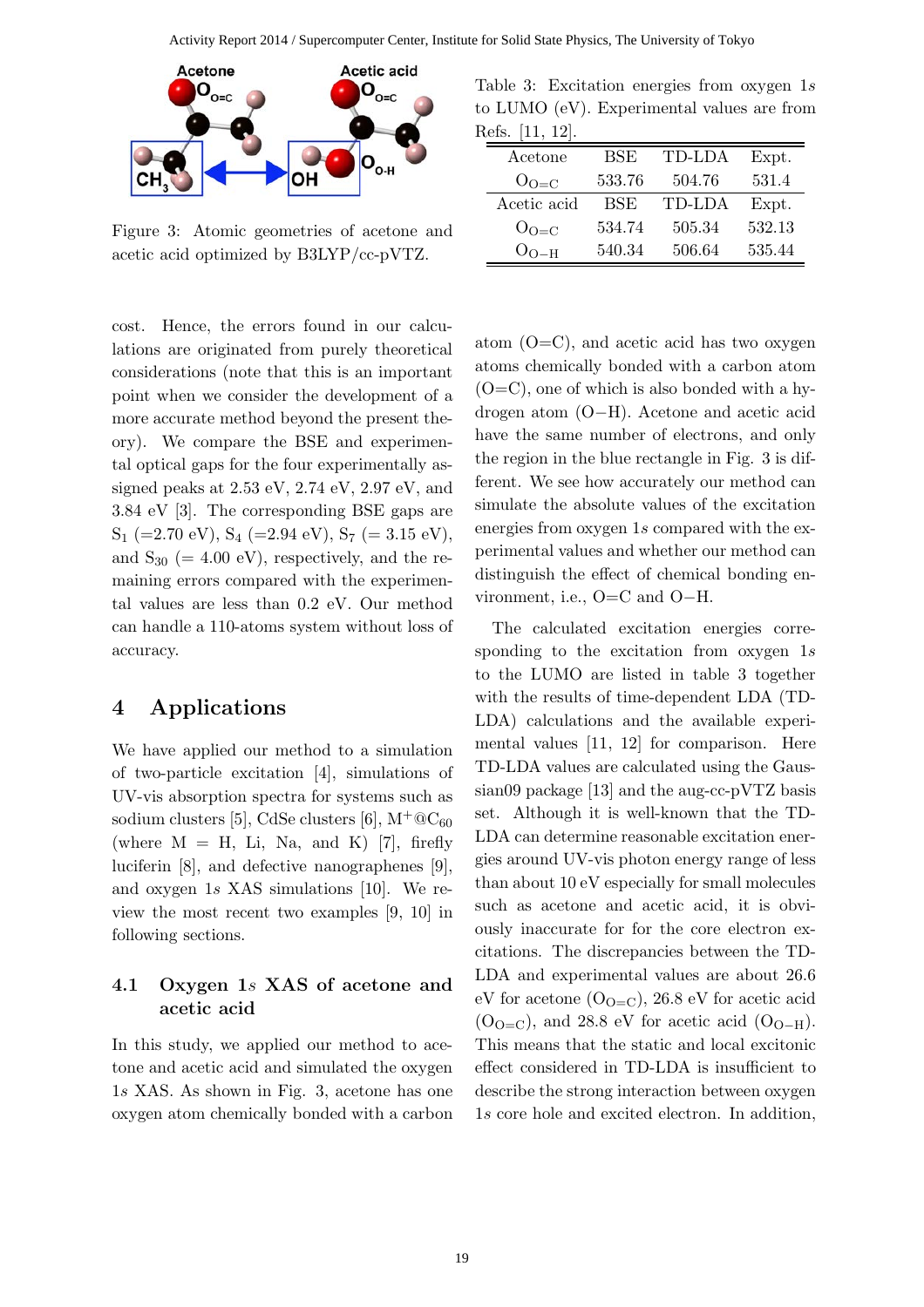Figure 3: Atomic geometries of acetone and acetic acid optimized by B3LYP/cc-pVTZ.

Table 3: Excitation energies from oxygen 1$s$ to LUMO (eV). Experimental values are from Refs. [11, 12].

| Acetone | BSE | TD-LDA | Expt. |
|---|---|---|---|
| $O_{O=C}$ | 533.76 | 504.76 | 531.4 |
| Acetic acid | BSE | TD-LDA | Expt. |
| $O_{O=C}$ | 534.74 | 505.34 | 532.13 |
| $O_{O-H}$ | 540.34 | 506.64 | 535.44 |

cost. Hence, the errors found in our calculations are originated from purely theoretical considerations (note that this is an important point when we consider the development of a more accurate method beyond the present theory). We compare the BSE and experimental optical gaps for the four experimentally assigned peaks at 2.53 eV, 2.74 eV, 2.97 eV, and 3.84 eV [3]. The corresponding BSE gaps are $S_1$ (=2.70 eV), $S_4$ (=2.94 eV), $S_7$ (= 3.15 eV), and $S_{30}$ (= 4.00 eV), respectively, and the remaining errors compared with the experimental values are less than 0.2 eV. Our method can handle a 110-atoms system without loss of accuracy.

## 4 Applications

We have applied our method to a simulation of two-particle excitation [4], simulations of UV-vis absorption spectra for systems such as sodium clusters [5], CdSe clusters [6], $M^+@C_{60}$ (where M = H, Li, Na, and K) [7], firefly luciferin [8], and defective nanographenes [9], and oxygen 1$s$ XAS simulations [10]. We review the most recent two examples [9, 10] in following sections.

### 4.1 Oxygen 1$s$ XAS of acetone and acetic acid

In this study, we applied our method to acetone and acetic acid and simulated the oxygen 1$s$ XAS. As shown in Fig. 3, acetone has one oxygen atom chemically bonded with a carbon atom (O=C), and acetic acid has two oxygen atoms chemically bonded with a carbon atom (O=C), one of which is also bonded with a hydrogen atom (O−H). Acetone and acetic acid have the same number of electrons, and only the region in the blue rectangle in Fig. 3 is different. We see how accurately our method can simulate the absolute values of the excitation energies from oxygen 1$s$ compared with the experimental values and whether our method can distinguish the effect of chemical bonding environment, i.e., O=C and O−H.

The calculated excitation energies corresponding to the excitation from oxygen 1$s$ to the LUMO are listed in table 3 together with the results of time-dependent LDA (TD-LDA) calculations and the available experimental values [11, 12] for comparison. Here TD-LDA values are calculated using the Gaussian09 package [13] and the aug-cc-pVTZ basis set. Although it is well-known that the TD-LDA can determine reasonable excitation energies around UV-vis photon energy range of less than about 10 eV especially for small molecules such as acetone and acetic acid, it is obviously inaccurate for for the core electron excitations. The discrepancies between the TD-LDA and experimental values are about 26.6 eV for acetone ($O_{O=C}$), 26.8 eV for acetic acid ($O_{O=C}$), and 28.8 eV for acetic acid ($O_{O-H}$). This means that the static and local excitonic effect considered in TD-LDA is insufficient to describe the strong interaction between oxygen 1$s$ core hole and excited electron. In addition,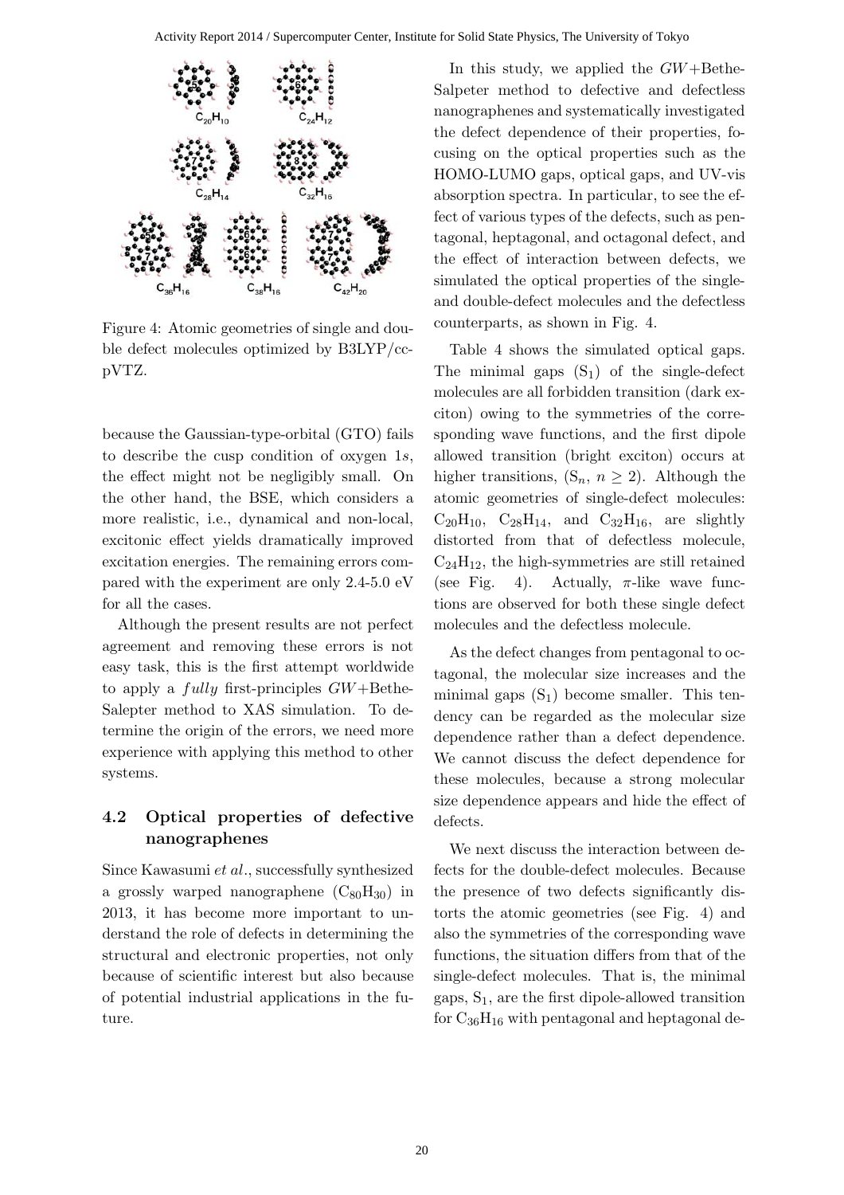Figure 4: Atomic geometries of single and double defect molecules optimized by B3LYP/cc-pVTZ.

because the Gaussian-type-orbital (GTO) fails to describe the cusp condition of oxygen 1$s$, the effect might not be negligibly small. On the other hand, the BSE, which considers a more realistic, i.e., dynamical and non-local, excitonic effect yields dramatically improved excitation energies. The remaining errors compared with the experiment are only 2.4-5.0 eV for all the cases.

Although the present results are not perfect agreement and removing these errors is not easy task, this is the first attempt worldwide to apply a *fully* first-principles $GW$+Bethe-Salpter method to XAS simulation. To determine the origin of the errors, we need more experience with applying this method to other systems.

### 4.2 Optical properties of defective nanographenes

Since Kawasumi *et al.*, successfully synthesized a grossly warped nanographene ($C_{80}H_{30}$) in 2013, it has become more important to understand the role of defects in determining the structural and electronic properties, not only because of scientific interest but also because of potential industrial applications in the future.

In this study, we applied the $GW$+Bethe-Salpeter method to defective and defectless nanographenes and systematically investigated the defect dependence of their properties, focusing on the optical properties such as the HOMO-LUMO gaps, optical gaps, and UV-vis absorption spectra. In particular, to see the effect of various types of the defects, such as pentagonal, heptagonal, and octagonal defect, and the effect of interaction between defects, we simulated the optical properties of the single- and double-defect molecules and the defectless counterparts, as shown in Fig. 4.

Table 4 shows the simulated optical gaps. The minimal gaps ($S_1$) of the single-defect molecules are all forbidden transition (dark exciton) owing to the symmetries of the corresponding wave functions, and the first dipole allowed transition (bright exciton) occurs at higher transitions, ($S_n$, $n \geq 2$). Although the atomic geometries of single-defect molecules: $C_{20}H_{10}$, $C_{28}H_{14}$, and $C_{32}H_{16}$, are slightly distorted from that of defectless molecule, $C_{24}H_{12}$, the high-symmetries are still retained (see Fig. 4). Actually, $\pi$-like wave functions are observed for both these single defect molecules and the defectless molecule.

As the defect changes from pentagonal to octagonal, the molecular size increases and the minimal gaps ($S_1$) become smaller. This tendency can be regarded as the molecular size dependence rather than a defect dependence. We cannot discuss the defect dependence for these molecules, because a strong molecular size dependence appears and hide the effect of defects.

We next discuss the interaction between defects for the double-defect molecules. Because the presence of two defects significantly distorts the atomic geometries (see Fig. 4) and also the symmetries of the corresponding wave functions, the situation differs from that of the single-defect molecules. That is, the minimal gaps, $S_1$, are the first dipole-allowed transition for $C_{36}H_{16}$ with pentagonal and heptagonal de-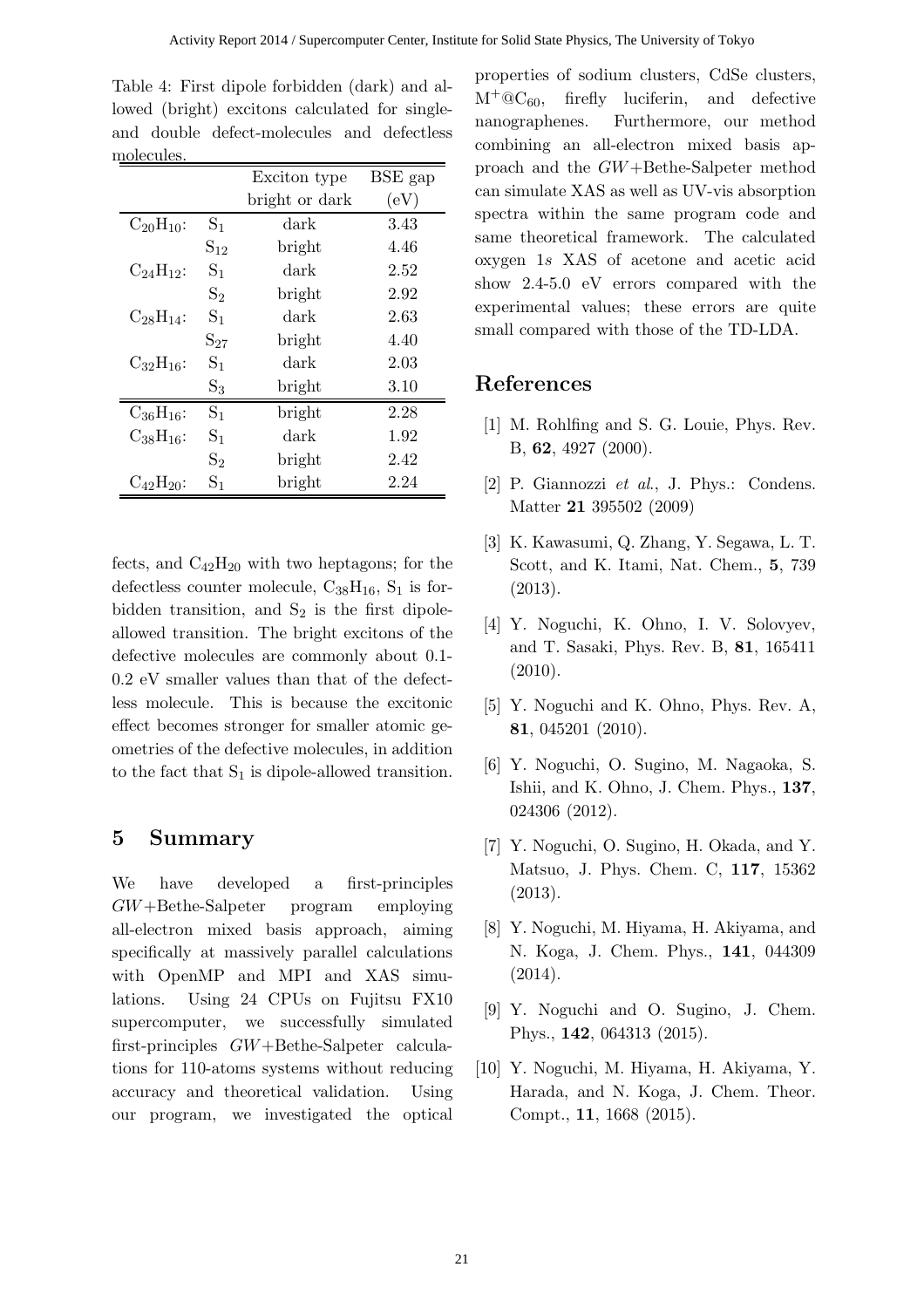Table 4: First dipole forbidden (dark) and allowed (bright) excitons calculated for single- and double defect-molecules and defectless molecules.

| | | Exciton type bright or dark | BSE gap (eV) |
|---|---|---|---|
| $C_{20}H_{10}$: | $S_1$ | dark | 3.43 |
| | $S_{12}$ | bright | 4.46 |
| $C_{24}H_{12}$: | $S_1$ | dark | 2.52 |
| | $S_2$ | bright | 2.92 |
| $C_{28}H_{14}$: | $S_1$ | dark | 2.63 |
| | $S_{27}$ | bright | 4.40 |
| $C_{32}H_{16}$: | $S_1$ | dark | 2.03 |
| | $S_3$ | bright | 3.10 |
| $C_{36}H_{16}$: | $S_1$ | bright | 2.28 |
| $C_{38}H_{16}$: | $S_1$ | dark | 1.92 |
| | $S_2$ | bright | 2.42 |
| $C_{42}H_{20}$: | $S_1$ | bright | 2.24 |

fects, and $C_{42}H_{20}$ with two heptagons; for the defectless counter molecule, $C_{38}H_{16}$, $S_1$ is forbidden transition, and $S_2$ is the first dipole-allowed transition. The bright excitons of the defective molecules are commonly about 0.1-0.2 eV smaller values than that of the defectless molecule. This is because the excitonic effect becomes stronger for smaller atomic geometries of the defective molecules, in addition to the fact that $S_1$ is dipole-allowed transition.

## 5 Summary

We have developed a first-principles *GW*+Bethe-Salpeter program employing all-electron mixed basis approach, aiming specifically at massively parallel calculations with OpenMP and MPI and XAS simulations. Using 24 CPUs on Fujitsu FX10 supercomputer, we successfully simulated first-principles *GW*+Bethe-Salpeter calculations for 110-atoms systems without reducing accuracy and theoretical validation. Using our program, we investigated the optical properties of sodium clusters, CdSe clusters, $M^+@C_{60}$, firefly luciferin, and defective nanographenes. Furthermore, our method combining an all-electron mixed basis approach and the *GW*+Bethe-Salpeter method can simulate XAS as well as UV-vis absorption spectra within the same program code and same theoretical framework. The calculated oxygen 1*s* XAS of acetone and acetic acid show 2.4-5.0 eV errors compared with the experimental values; these errors are quite small compared with those of the TD-LDA.

## References

[1] M. Rohlfing and S. G. Louie, Phys. Rev. B, **62**, 4927 (2000).

[2] P. Giannozzi *et al.*, J. Phys.: Condens. Matter **21** 395502 (2009)

[3] K. Kawasumi, Q. Zhang, Y. Segawa, L. T. Scott, and K. Itami, Nat. Chem., **5**, 739 (2013).

[4] Y. Noguchi, K. Ohno, I. V. Solovyev, and T. Sasaki, Phys. Rev. B, **81**, 165411 (2010).

[5] Y. Noguchi and K. Ohno, Phys. Rev. A, **81**, 045201 (2010).

[6] Y. Noguchi, O. Sugino, M. Nagaoka, S. Ishii, and K. Ohno, J. Chem. Phys., **137**, 024306 (2012).

[7] Y. Noguchi, O. Sugino, H. Okada, and Y. Matsuo, J. Phys. Chem. C, **117**, 15362 (2013).

[8] Y. Noguchi, M. Hiyama, H. Akiyama, and N. Koga, J. Chem. Phys., **141**, 044309 (2014).

[9] Y. Noguchi and O. Sugino, J. Chem. Phys., **142**, 064313 (2015).

[10] Y. Noguchi, M. Hiyama, H. Akiyama, Y. Harada, and N. Koga, J. Chem. Theor. Compt., **11**, 1668 (2015).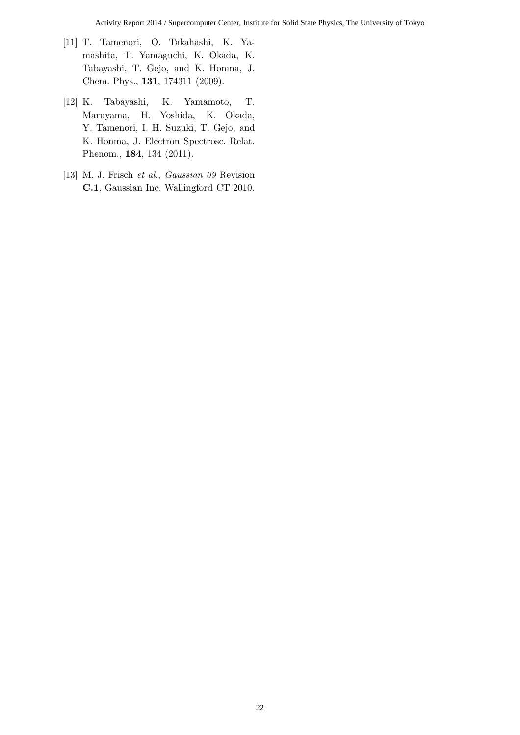[11] T. Tamenori, O. Takahashi, K. Yamashita, T. Yamaguchi, K. Okada, K. Tabayashi, T. Gejo, and K. Honma, J. Chem. Phys., **131**, 174311 (2009).

[12] K. Tabayashi, K. Yamamoto, T. Maruyama, H. Yoshida, K. Okada, Y. Tamenori, I. H. Suzuki, T. Gejo, and K. Honma, J. Electron Spectrosc. Relat. Phenom., **184**, 134 (2011).

[13] M. J. Frisch *et al.*, *Gaussian 09* Revision **C.1**, Gaussian Inc. Wallingford CT 2010.